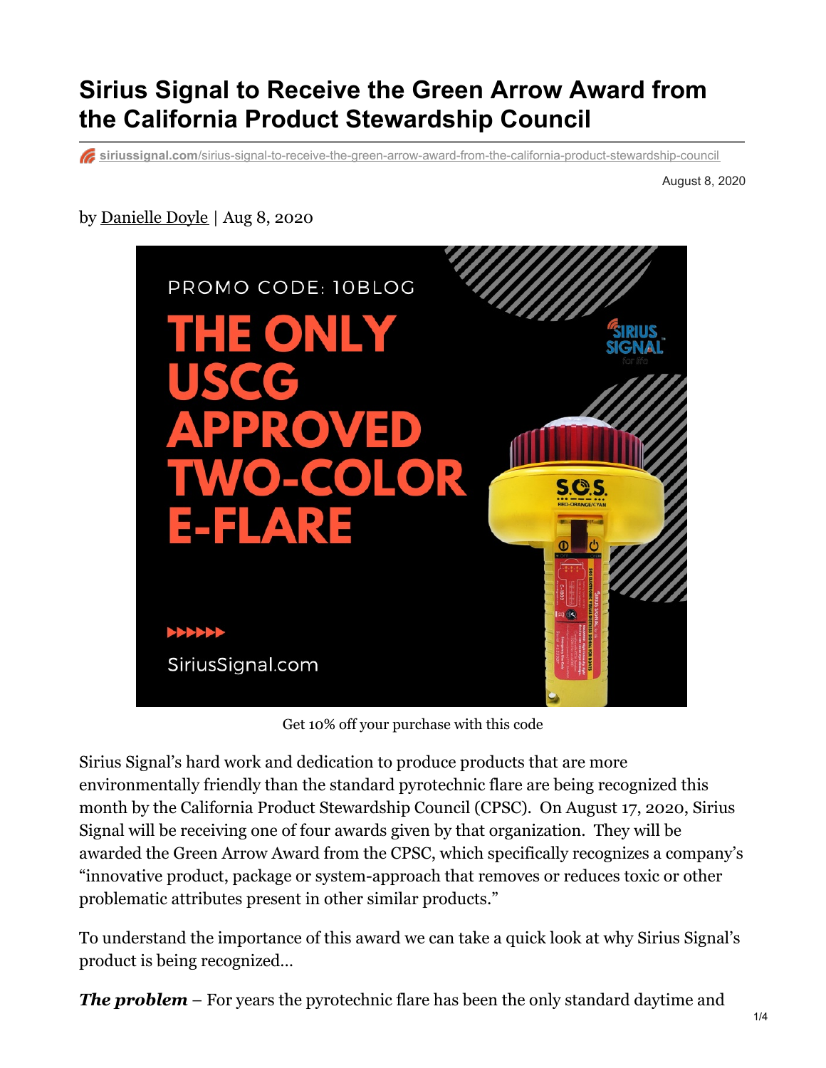# Sirius Signal to Receive the Green Arrow Award from the California Product Stewardship Council

siriussignal.com/sirius-signal-to-receive-the-green-arrow-award-from-the-california-product-stewardship-council

August 8, 2020

by Danielle Doyle | Aug 8, 2020

Get 10% off your purchase with this code

Sirius Signal's hard work and dedication to produce products that are more environmentally friendly than the standard pyrotechnic flare are being recognized this month by the California Product Stewardship Council (CPSC). On August 17, 2020, Sirius Signal will be receiving one of four awards given by that organization. They will be awarded the Green Arrow Award from the CPSC, which specifically recognizes a company's "innovative product, package or system-approach that removes or reduces toxic or other problematic attributes present in other similar products."

To understand the importance of this award we can take a quick look at why Sirius Signal's product is being recognized…

***The problem*** – For years the pyrotechnic flare has been the only standard daytime and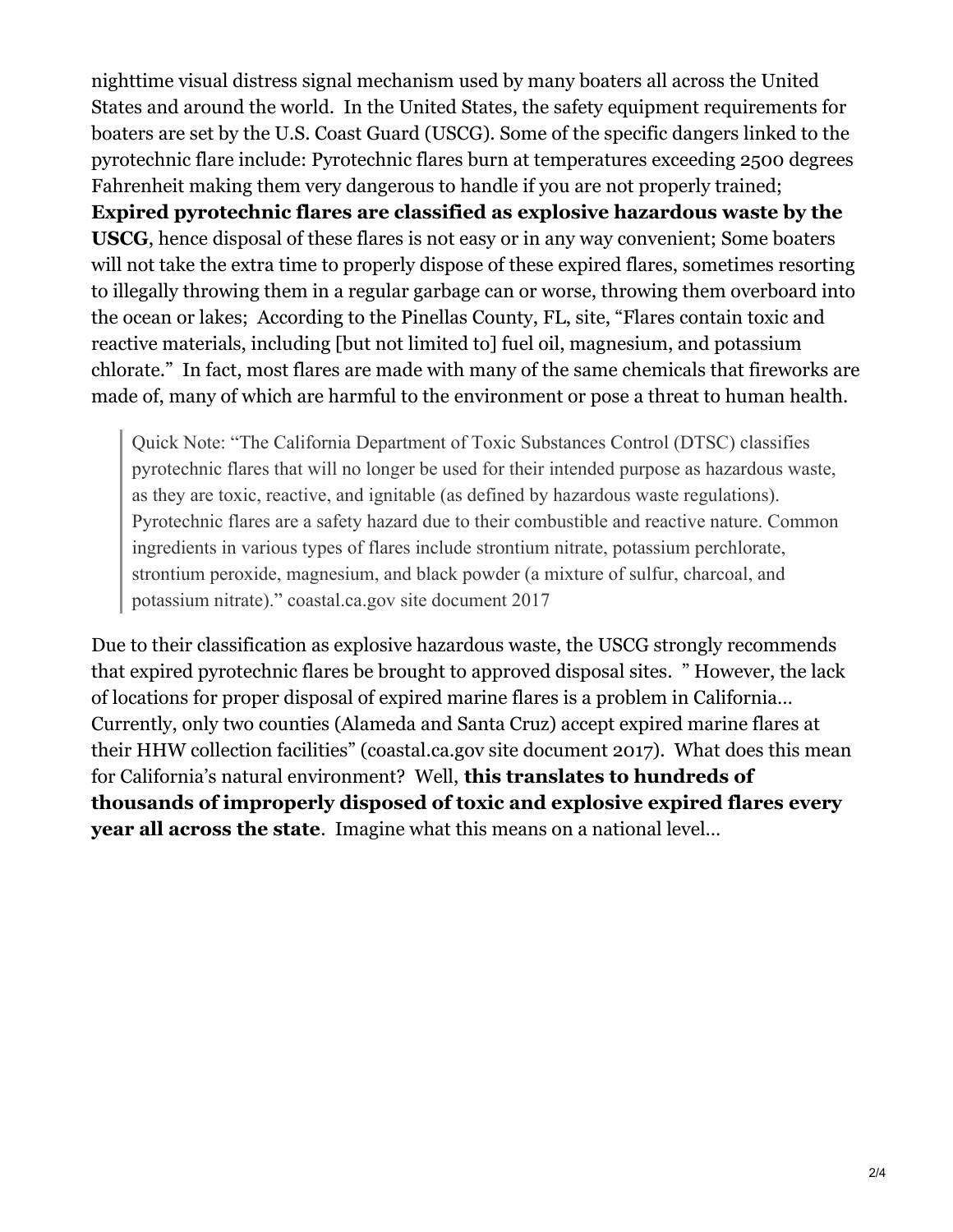nighttime visual distress signal mechanism used by many boaters all across the United States and around the world. In the United States, the safety equipment requirements for boaters are set by the U.S. Coast Guard (USCG). Some of the specific dangers linked to the pyrotechnic flare include: Pyrotechnic flares burn at temperatures exceeding 2500 degrees Fahrenheit making them very dangerous to handle if you are not properly trained; **Expired pyrotechnic flares are classified as explosive hazardous waste by the USCG**, hence disposal of these flares is not easy or in any way convenient; Some boaters will not take the extra time to properly dispose of these expired flares, sometimes resorting to illegally throwing them in a regular garbage can or worse, throwing them overboard into the ocean or lakes; According to the Pinellas County, FL, site, "Flares contain toxic and reactive materials, including [but not limited to] fuel oil, magnesium, and potassium chlorate." In fact, most flares are made with many of the same chemicals that fireworks are made of, many of which are harmful to the environment or pose a threat to human health.

> Quick Note: "The California Department of Toxic Substances Control (DTSC) classifies pyrotechnic flares that will no longer be used for their intended purpose as hazardous waste, as they are toxic, reactive, and ignitable (as defined by hazardous waste regulations). Pyrotechnic flares are a safety hazard due to their combustible and reactive nature. Common ingredients in various types of flares include strontium nitrate, potassium perchlorate, strontium peroxide, magnesium, and black powder (a mixture of sulfur, charcoal, and potassium nitrate)." coastal.ca.gov site document 2017

Due to their classification as explosive hazardous waste, the USCG strongly recommends that expired pyrotechnic flares be brought to approved disposal sites. " However, the lack of locations for proper disposal of expired marine flares is a problem in California… Currently, only two counties (Alameda and Santa Cruz) accept expired marine flares at their HHW collection facilities" (coastal.ca.gov site document 2017). What does this mean for California's natural environment? Well, **this translates to hundreds of thousands of improperly disposed of toxic and explosive expired flares every year all across the state**. Imagine what this means on a national level…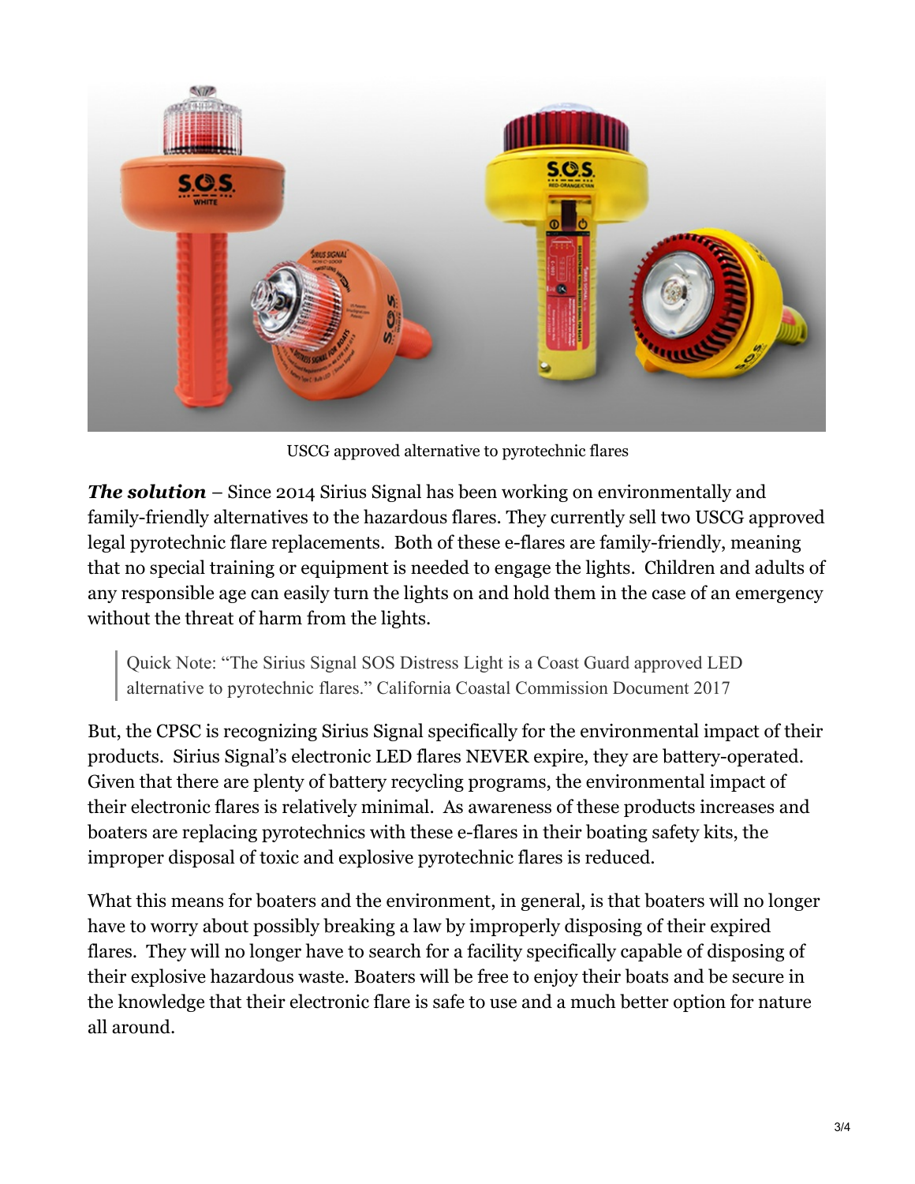USCG approved alternative to pyrotechnic flares

***The solution*** – Since 2014 Sirius Signal has been working on environmentally and family-friendly alternatives to the hazardous flares. They currently sell two USCG approved legal pyrotechnic flare replacements. Both of these e-flares are family-friendly, meaning that no special training or equipment is needed to engage the lights. Children and adults of any responsible age can easily turn the lights on and hold them in the case of an emergency without the threat of harm from the lights.

> Quick Note: "The Sirius Signal SOS Distress Light is a Coast Guard approved LED alternative to pyrotechnic flares." California Coastal Commission Document 2017

But, the CPSC is recognizing Sirius Signal specifically for the environmental impact of their products. Sirius Signal's electronic LED flares NEVER expire, they are battery-operated. Given that there are plenty of battery recycling programs, the environmental impact of their electronic flares is relatively minimal. As awareness of these products increases and boaters are replacing pyrotechnics with these e-flares in their boating safety kits, the improper disposal of toxic and explosive pyrotechnic flares is reduced.

What this means for boaters and the environment, in general, is that boaters will no longer have to worry about possibly breaking a law by improperly disposing of their expired flares. They will no longer have to search for a facility specifically capable of disposing of their explosive hazardous waste. Boaters will be free to enjoy their boats and be secure in the knowledge that their electronic flare is safe to use and a much better option for nature all around.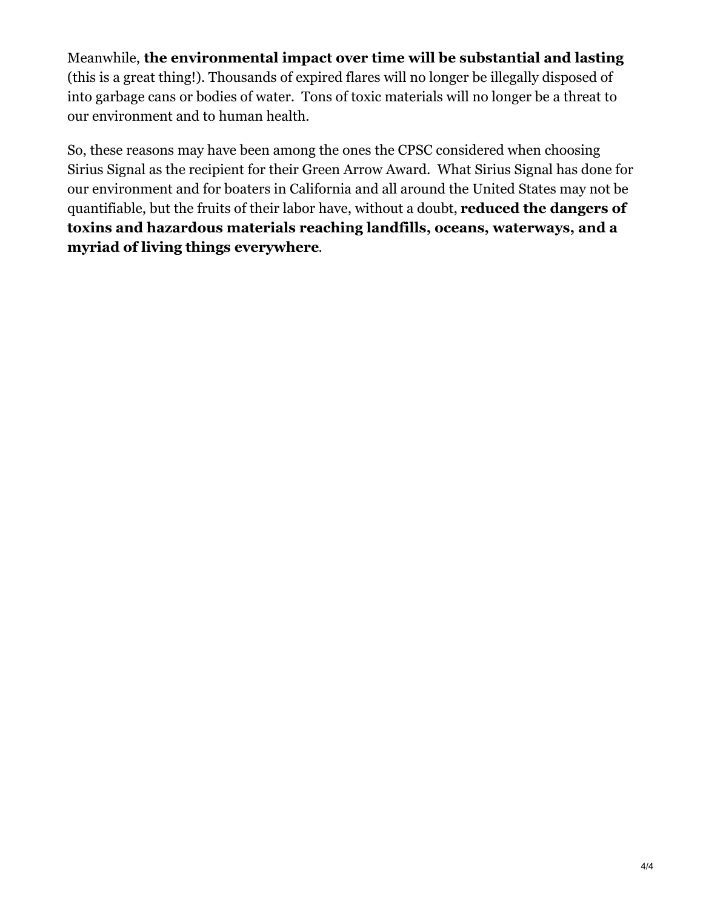Meanwhile, **the environmental impact over time will be substantial and lasting** (this is a great thing!). Thousands of expired flares will no longer be illegally disposed of into garbage cans or bodies of water. Tons of toxic materials will no longer be a threat to our environment and to human health.

So, these reasons may have been among the ones the CPSC considered when choosing Sirius Signal as the recipient for their Green Arrow Award. What Sirius Signal has done for our environment and for boaters in California and all around the United States may not be quantifiable, but the fruits of their labor have, without a doubt, **reduced the dangers of toxins and hazardous materials reaching landfills, oceans, waterways, and a myriad of living things everywhere**.